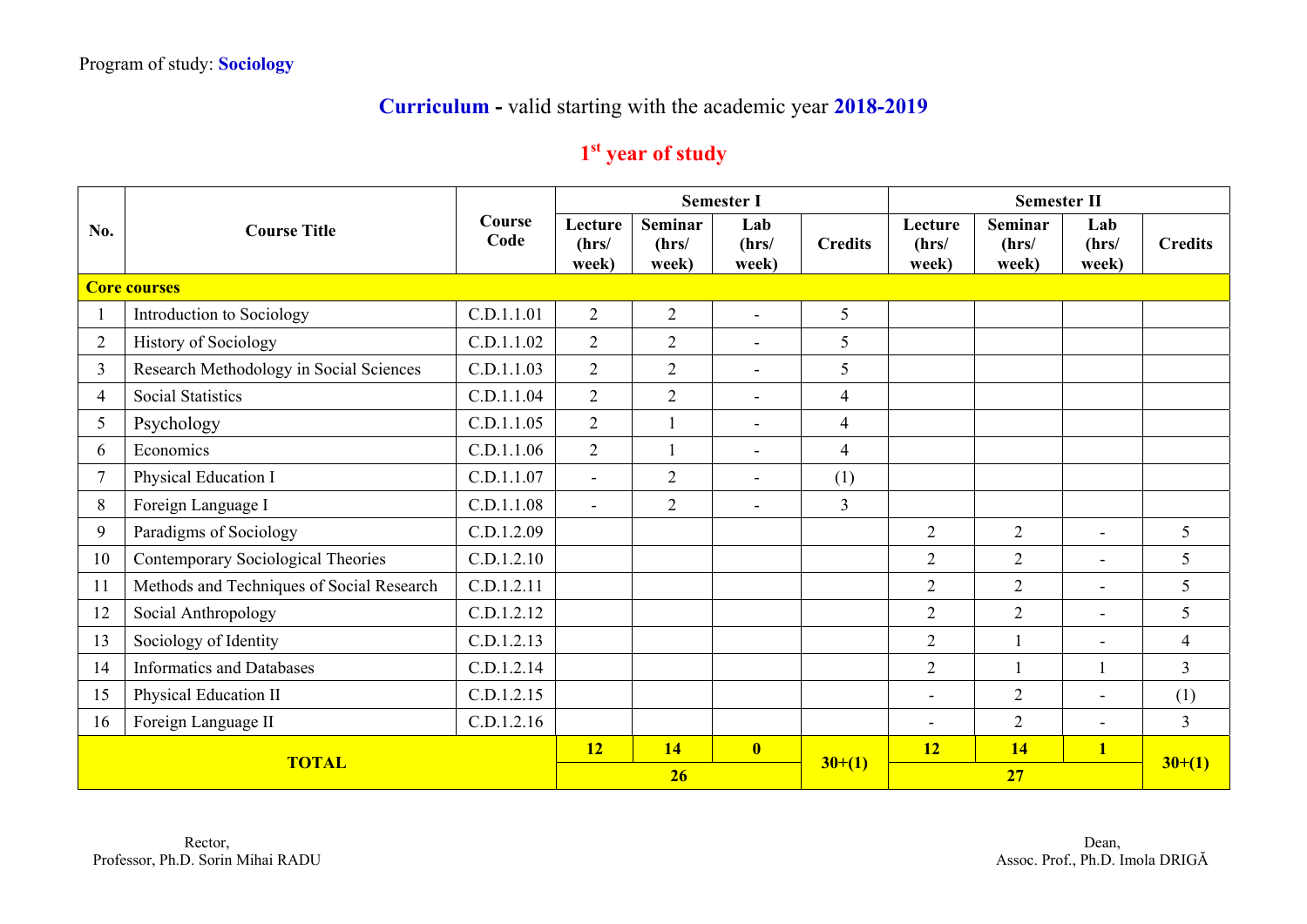Program of study: **Sociology**

## **Curriculum** - valid starting with the academic year **2018-2019**

### 1st year of study

| No. | Course Title | Course Code | Semester I | | | | Semester II | | | |
|---|---|---|---|---|---|---|---|---|---|---|
| | | | Lecture (hrs/ week) | Seminar (hrs/ week) | Lab (hrs/ week) | Credits | Lecture (hrs/ week) | Seminar (hrs/ week) | Lab (hrs/ week) | Credits |
| **Core courses** | | | | | | | | | | |
| 1 | Introduction to Sociology | C.D.1.1.01 | 2 | 2 | - | 5 | | | | |
| 2 | History of Sociology | C.D.1.1.02 | 2 | 2 | - | 5 | | | | |
| 3 | Research Methodology in Social Sciences | C.D.1.1.03 | 2 | 2 | - | 5 | | | | |
| 4 | Social Statistics | C.D.1.1.04 | 2 | 2 | - | 4 | | | | |
| 5 | Psychology | C.D.1.1.05 | 2 | 1 | - | 4 | | | | |
| 6 | Economics | C.D.1.1.06 | 2 | 1 | - | 4 | | | | |
| 7 | Physical Education I | C.D.1.1.07 | - | 2 | - | (1) | | | | |
| 8 | Foreign Language I | C.D.1.1.08 | - | 2 | - | 3 | | | | |
| 9 | Paradigms of Sociology | C.D.1.2.09 | | | | | 2 | 2 | - | 5 |
| 10 | Contemporary Sociological Theories | C.D.1.2.10 | | | | | 2 | 2 | - | 5 |
| 11 | Methods and Techniques of Social Research | C.D.1.2.11 | | | | | 2 | 2 | - | 5 |
| 12 | Social Anthropology | C.D.1.2.12 | | | | | 2 | 2 | - | 5 |
| 13 | Sociology of Identity | C.D.1.2.13 | | | | | 2 | 1 | - | 4 |
| 14 | Informatics and Databases | C.D.1.2.14 | | | | | 2 | 1 | 1 | 3 |
| 15 | Physical Education II | C.D.1.2.15 | | | | | - | 2 | - | (1) |
| 16 | Foreign Language II | C.D.1.2.16 | | | | | - | 2 | - | 3 |
| **TOTAL** | | | **12** | **14** | **0** | **30+(1)** | **12** | **14** | **1** | **30+(1)** |
| | | | **26** | | | | **27** | | | |

Rector,
Professor, Ph.D. Sorin Mihai RADU

Dean,
Assoc. Prof., Ph.D. Imola DRIGĂ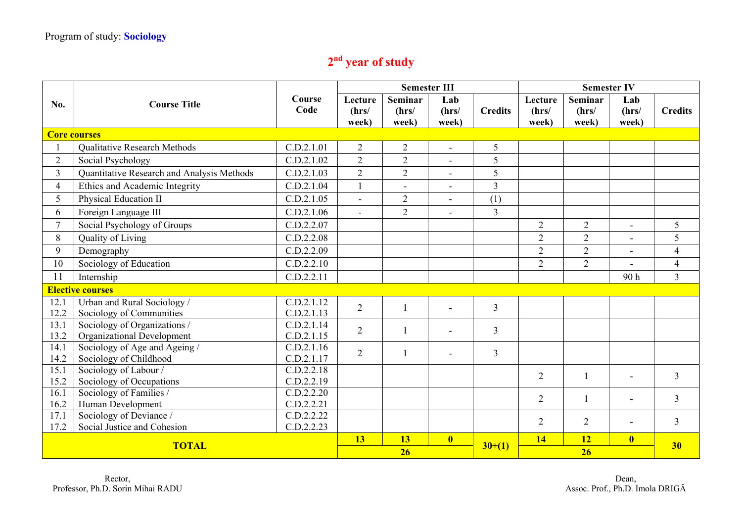Program of study: **Sociology**

## 2nd year of study

| No. | Course Title | Course Code | Semester III | | | | Semester IV | | | |
|---|---|---|---|---|---|---|---|---|---|---|
| | | | Lecture (hrs/ week) | Seminar (hrs/ week) | Lab (hrs/ week) | Credits | Lecture (hrs/ week) | Seminar (hrs/ week) | Lab (hrs/ week) | Credits |
| **Core courses** | | | | | | | | | | |
| 1 | Qualitative Research Methods | C.D.2.1.01 | 2 | 2 | - | 5 | | | | |
| 2 | Social Psychology | C.D.2.1.02 | 2 | 2 | - | 5 | | | | |
| 3 | Quantitative Research and Analysis Methods | C.D.2.1.03 | 2 | 2 | - | 5 | | | | |
| 4 | Ethics and Academic Integrity | C.D.2.1.04 | 1 | - | - | 3 | | | | |
| 5 | Physical Education II | C.D.2.1.05 | - | 2 | - | (1) | | | | |
| 6 | Foreign Language III | C.D.2.1.06 | - | 2 | - | 3 | | | | |
| 7 | Social Psychology of Groups | C.D.2.2.07 | | | | | 2 | 2 | - | 5 |
| 8 | Quality of Living | C.D.2.2.08 | | | | | 2 | 2 | - | 5 |
| 9 | Demography | C.D.2.2.09 | | | | | 2 | 2 | - | 4 |
| 10 | Sociology of Education | C.D.2.2.10 | | | | | 2 | 2 | - | 4 |
| 11 | Internship | C.D.2.2.11 | | | | | | | 90 h | 3 |
| **Elective courses** | | | | | | | | | | |
| 12.1<br>12.2 | Urban and Rural Sociology /<br>Sociology of Communities | C.D.2.1.12<br>C.D.2.1.13 | 2 | 1 | - | 3 | | | | |
| 13.1<br>13.2 | Sociology of Organizations /<br>Organizational Development | C.D.2.1.14<br>C.D.2.1.15 | 2 | 1 | - | 3 | | | | |
| 14.1<br>14.2 | Sociology of Age and Ageing /<br>Sociology of Childhood | C.D.2.1.16<br>C.D.2.1.17 | 2 | 1 | - | 3 | | | | |
| 15.1<br>15.2 | Sociology of Labour /<br>Sociology of Occupations | C.D.2.2.18<br>C.D.2.2.19 | | | | | 2 | 1 | - | 3 |
| 16.1<br>16.2 | Sociology of Families /<br>Human Development | C.D.2.2.20<br>C.D.2.2.21 | | | | | 2 | 1 | - | 3 |
| 17.1<br>17.2 | Sociology of Deviance /<br>Social Justice and Cohesion | C.D.2.2.22<br>C.D.2.2.23 | | | | | 2 | 2 | - | 3 |
| **TOTAL** | | | **13** | **13** | **0** | **30+(1)** | **14** | **12** | **0** | **30** |
| | | | **26** | | | | **26** | | | |

Rector,
Professor, Ph.D. Sorin Mihai RADU

Dean,
Assoc. Prof., Ph.D. Imola DRIGĂ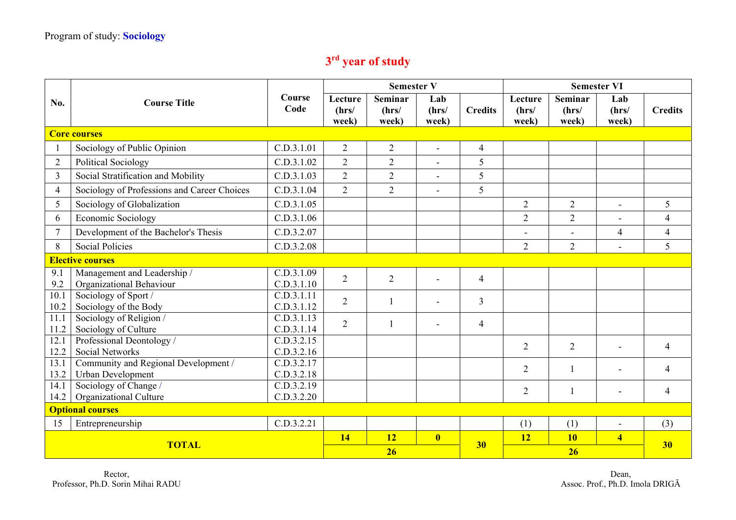Program of study: **Sociology**

## 3rd year of study

| No. | Course Title | Course Code | Semester V | | | | Semester VI | | | |
|---|---|---|---|---|---|---|---|---|---|---|
| | | | Lecture (hrs/ week) | Seminar (hrs/ week) | Lab (hrs/ week) | Credits | Lecture (hrs/ week) | Seminar (hrs/ week) | Lab (hrs/ week) | Credits |
| **Core courses** | | | | | | | | | | |
| 1 | Sociology of Public Opinion | C.D.3.1.01 | 2 | 2 | - | 4 | | | | |
| 2 | Political Sociology | C.D.3.1.02 | 2 | 2 | - | 5 | | | | |
| 3 | Social Stratification and Mobility | C.D.3.1.03 | 2 | 2 | - | 5 | | | | |
| 4 | Sociology of Professions and Career Choices | C.D.3.1.04 | 2 | 2 | - | 5 | | | | |
| 5 | Sociology of Globalization | C.D.3.1.05 | | | | | 2 | 2 | - | 5 |
| 6 | Economic Sociology | C.D.3.1.06 | | | | | 2 | 2 | - | 4 |
| 7 | Development of the Bachelor's Thesis | C.D.3.2.07 | | | | | - | - | 4 | 4 |
| 8 | Social Policies | C.D.3.2.08 | | | | | 2 | 2 | - | 5 |
| **Elective courses** | | | | | | | | | | |
| 9.1 9.2 | Management and Leadership / Organizational Behaviour | C.D.3.1.09 C.D.3.1.10 | 2 | 2 | - | 4 | | | | |
| 10.1 10.2 | Sociology of Sport / Sociology of the Body | C.D.3.1.11 C.D.3.1.12 | 2 | 1 | - | 3 | | | | |
| 11.1 11.2 | Sociology of Religion / Sociology of Culture | C.D.3.1.13 C.D.3.1.14 | 2 | 1 | - | 4 | | | | |
| 12.1 12.2 | Professional Deontology / Social Networks | C.D.3.2.15 C.D.3.2.16 | | | | | 2 | 2 | - | 4 |
| 13.1 13.2 | Community and Regional Development / Urban Development | C.D.3.2.17 C.D.3.2.18 | | | | | 2 | 1 | - | 4 |
| 14.1 14.2 | Sociology of Change / Organizational Culture | C.D.3.2.19 C.D.3.2.20 | | | | | 2 | 1 | - | 4 |
| **Optional courses** | | | | | | | | | | |
| 15 | Entrepreneurship | C.D.3.2.21 | | | | | (1) | (1) | - | (3) |
| **TOTAL** | | | **14** | **12** | **0** | **30** | **12** | **10** | **4** | **30** |
| | | | **26** | | | | **26** | | | |

Rector,
Professor, Ph.D. Sorin Mihai RADU

Dean,
Assoc. Prof., Ph.D. Imola DRIGĂ